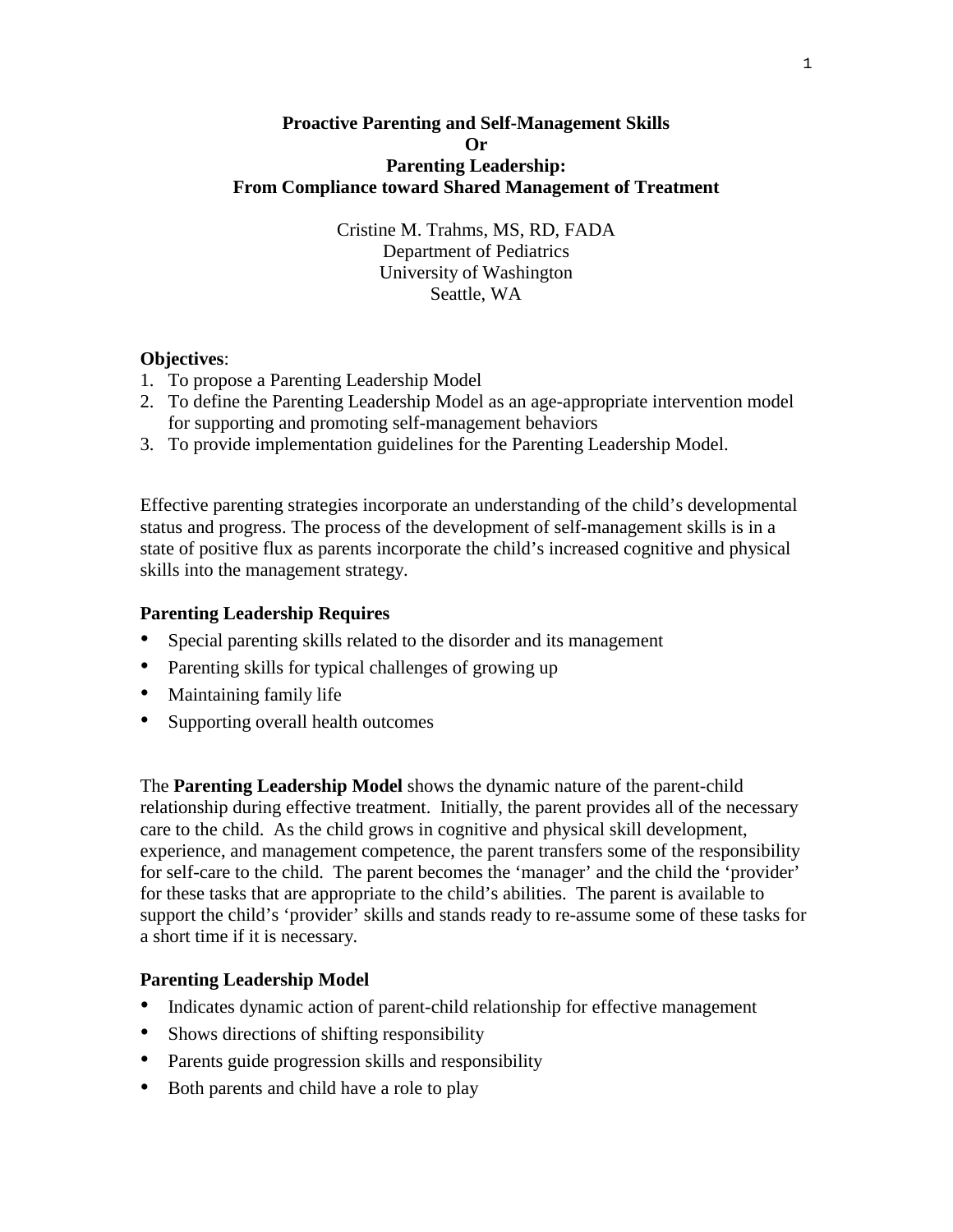# Proactive Parenting and Self-Management Skills
# Or
# Parenting Leadership:
# From Compliance toward Shared Management of Treatment

Cristine M. Trahms, MS, RD, FADA
Department of Pediatrics
University of Washington
Seattle, WA

**Objectives**:

1. To propose a Parenting Leadership Model
2. To define the Parenting Leadership Model as an age-appropriate intervention model for supporting and promoting self-management behaviors
3. To provide implementation guidelines for the Parenting Leadership Model.

Effective parenting strategies incorporate an understanding of the child's developmental status and progress. The process of the development of self-management skills is in a state of positive flux as parents incorporate the child's increased cognitive and physical skills into the management strategy.

**Parenting Leadership Requires**

- Special parenting skills related to the disorder and its management
- Parenting skills for typical challenges of growing up
- Maintaining family life
- Supporting overall health outcomes

The **Parenting Leadership Model** shows the dynamic nature of the parent-child relationship during effective treatment. Initially, the parent provides all of the necessary care to the child. As the child grows in cognitive and physical skill development, experience, and management competence, the parent transfers some of the responsibility for self-care to the child. The parent becomes the 'manager' and the child the 'provider' for these tasks that are appropriate to the child's abilities. The parent is available to support the child's 'provider' skills and stands ready to re-assume some of these tasks for a short time if it is necessary.

**Parenting Leadership Model**

- Indicates dynamic action of parent-child relationship for effective management
- Shows directions of shifting responsibility
- Parents guide progression skills and responsibility
- Both parents and child have a role to play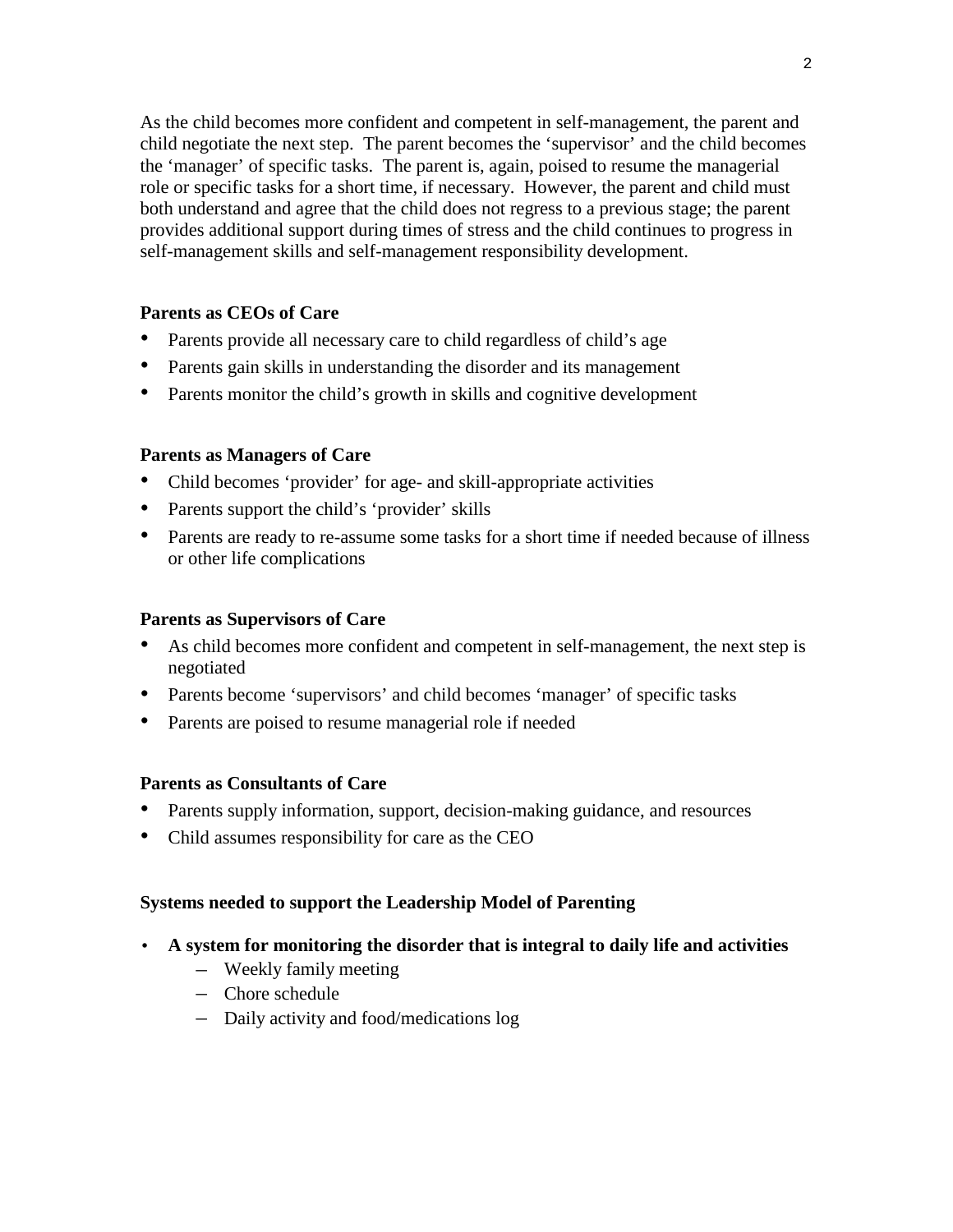As the child becomes more confident and competent in self-management, the parent and child negotiate the next step. The parent becomes the 'supervisor' and the child becomes the 'manager' of specific tasks. The parent is, again, poised to resume the managerial role or specific tasks for a short time, if necessary. However, the parent and child must both understand and agree that the child does not regress to a previous stage; the parent provides additional support during times of stress and the child continues to progress in self-management skills and self-management responsibility development.

**Parents as CEOs of Care**

- Parents provide all necessary care to child regardless of child's age
- Parents gain skills in understanding the disorder and its management
- Parents monitor the child's growth in skills and cognitive development

**Parents as Managers of Care**

- Child becomes 'provider' for age- and skill-appropriate activities
- Parents support the child's 'provider' skills
- Parents are ready to re-assume some tasks for a short time if needed because of illness or other life complications

**Parents as Supervisors of Care**

- As child becomes more confident and competent in self-management, the next step is negotiated
- Parents become 'supervisors' and child becomes 'manager' of specific tasks
- Parents are poised to resume managerial role if needed

**Parents as Consultants of Care**

- Parents supply information, support, decision-making guidance, and resources
- Child assumes responsibility for care as the CEO

**Systems needed to support the Leadership Model of Parenting**

- **A system for monitoring the disorder that is integral to daily life and activities**
  - Weekly family meeting
  - Chore schedule
  - Daily activity and food/medications log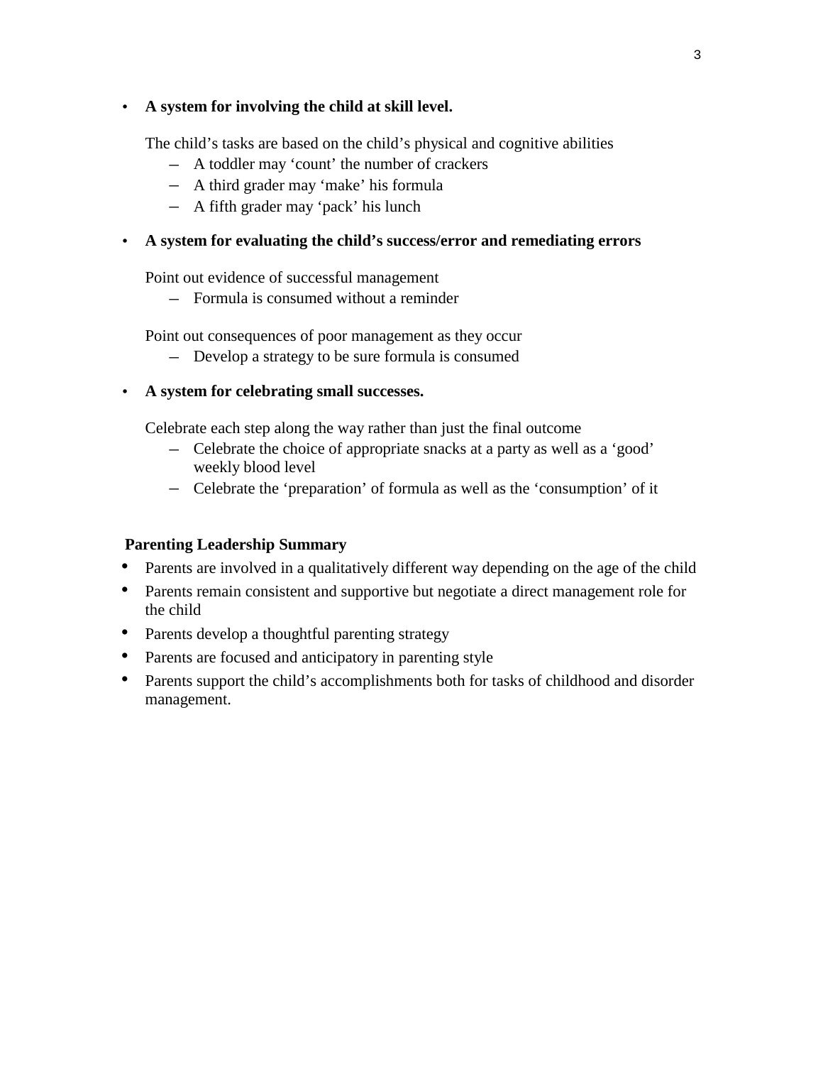- **A system for involving the child at skill level.**

  The child's tasks are based on the child's physical and cognitive abilities

  - A toddler may 'count' the number of crackers
  - A third grader may 'make' his formula
  - A fifth grader may 'pack' his lunch

- **A system for evaluating the child's success/error and remediating errors**

  Point out evidence of successful management

  - Formula is consumed without a reminder

  Point out consequences of poor management as they occur

  - Develop a strategy to be sure formula is consumed

- **A system for celebrating small successes.**

  Celebrate each step along the way rather than just the final outcome

  - Celebrate the choice of appropriate snacks at a party as well as a 'good' weekly blood level
  - Celebrate the 'preparation' of formula as well as the 'consumption' of it

**Parenting Leadership Summary**

- Parents are involved in a qualitatively different way depending on the age of the child
- Parents remain consistent and supportive but negotiate a direct management role for the child
- Parents develop a thoughtful parenting strategy
- Parents are focused and anticipatory in parenting style
- Parents support the child's accomplishments both for tasks of childhood and disorder management.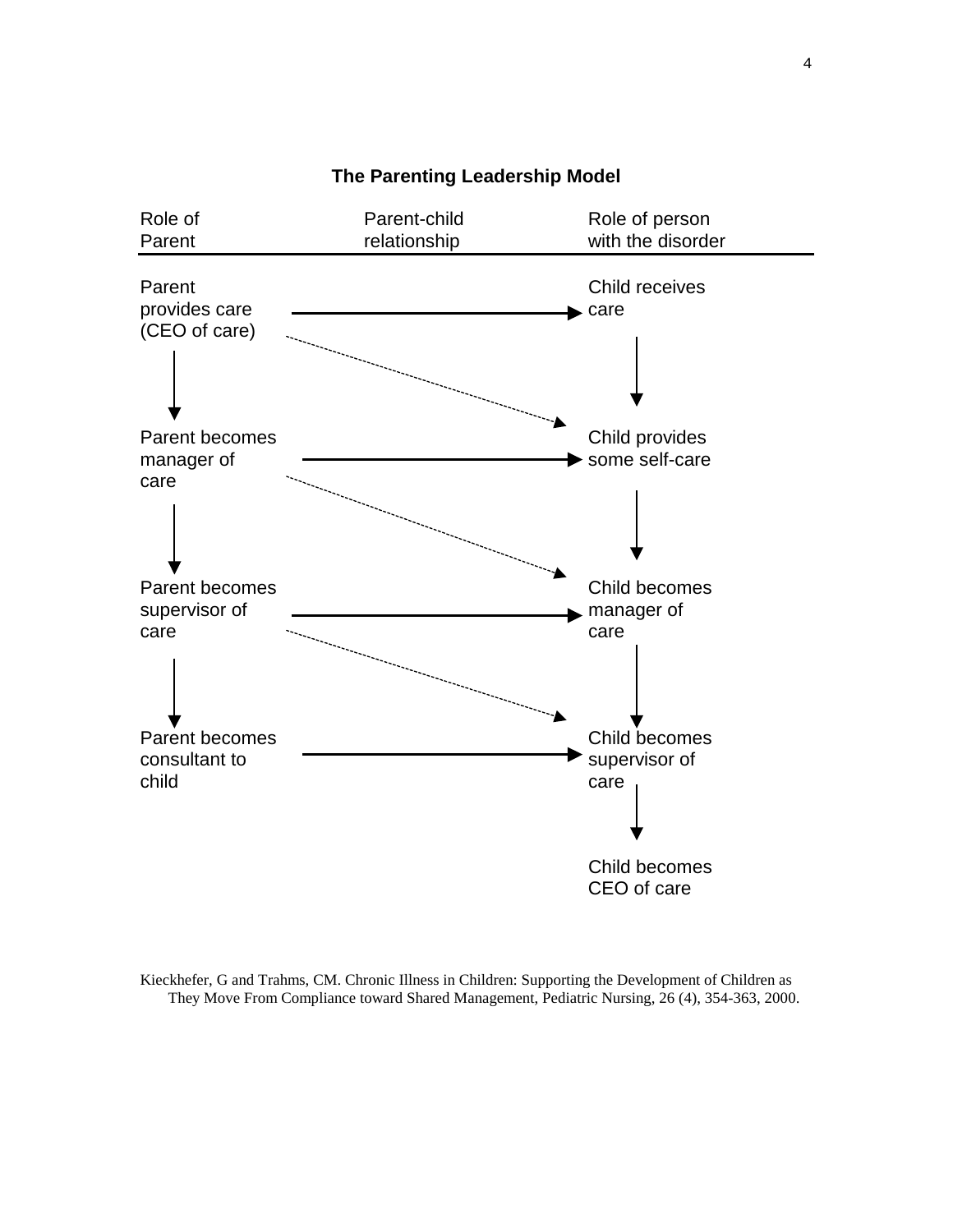## The Parenting Leadership Model

Role of Parent

Parent-child relationship

Role of person with the disorder

Parent provides care (CEO of care)

Child receives care

Parent becomes manager of care

Child provides some self-care

Parent becomes supervisor of care

Child becomes manager of care

Parent becomes consultant to child

Child becomes supervisor of care

Child becomes CEO of care

Kieckhefer, G and Trahms, CM. Chronic Illness in Children: Supporting the Development of Children as They Move From Compliance toward Shared Management, Pediatric Nursing, 26 (4), 354-363, 2000.